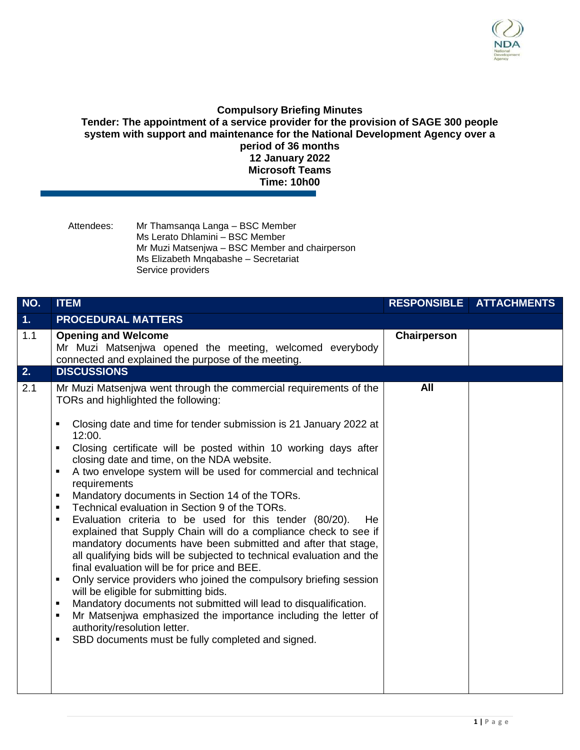**Compulsory Briefing Minutes**
**Tender: The appointment of a service provider for the provision of SAGE 300 people system with support and maintenance for the National Development Agency over a period of 36 months**
**12 January 2022**
**Microsoft Teams**
**Time: 10h00**

Attendees:
Mr Thamsanqa Langa – BSC Member
Ms Lerato Dhlamini – BSC Member
Mr Muzi Matsenjwa – BSC Member and chairperson
Ms Elizabeth Mnqabashe – Secretariat
Service providers

| NO. | ITEM | RESPONSIBLE | ATTACHMENTS |
|---|---|---|---|
| **1.** | **PROCEDURAL MATTERS** | | |
| 1.1 | **Opening and Welcome**<br>Mr Muzi Matsenjwa opened the meeting, welcomed everybody connected and explained the purpose of the meeting. | **Chairperson** | |
| **2.** | **DISCUSSIONS** | | |
| 2.1 | Mr Muzi Matsenjwa went through the commercial requirements of the TORs and highlighted the following:<br>▪ Closing date and time for tender submission is 21 January 2022 at 12:00.<br>▪ Closing certificate will be posted within 10 working days after closing date and time, on the NDA website.<br>▪ A two envelope system will be used for commercial and technical requirements<br>▪ Mandatory documents in Section 14 of the TORs.<br>▪ Technical evaluation in Section 9 of the TORs.<br>▪ Evaluation criteria to be used for this tender (80/20). He explained that Supply Chain will do a compliance check to see if mandatory documents have been submitted and after that stage, all qualifying bids will be subjected to technical evaluation and the final evaluation will be for price and BEE.<br>▪ Only service providers who joined the compulsory briefing session will be eligible for submitting bids.<br>▪ Mandatory documents not submitted will lead to disqualification.<br>▪ Mr Matsenjwa emphasized the importance including the letter of authority/resolution letter.<br>▪ SBD documents must be fully completed and signed. | **All** | |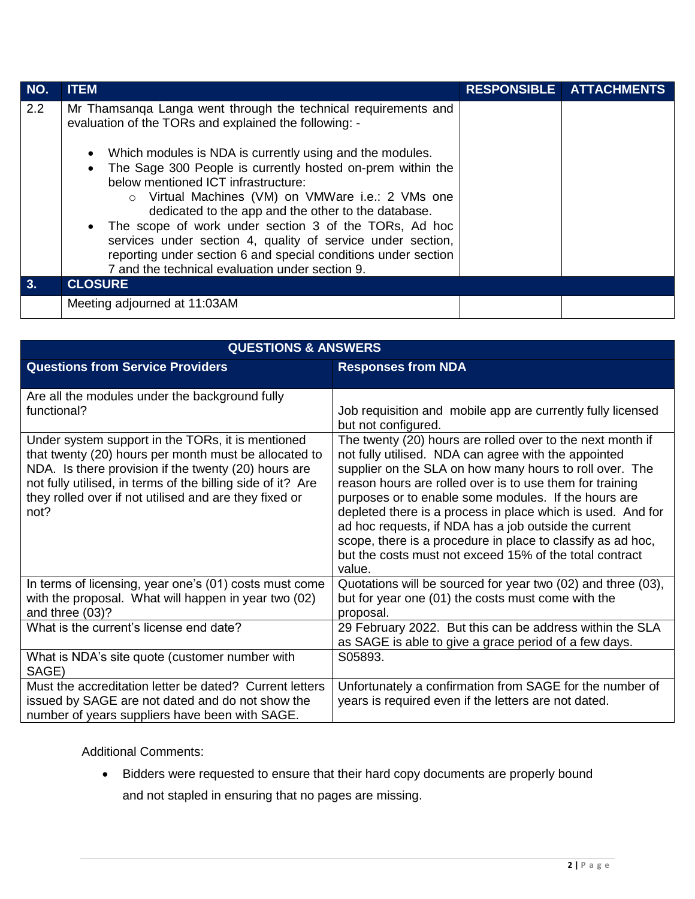| NO. | ITEM | RESPONSIBLE | ATTACHMENTS |
|---|---|---|---|
| 2.2 | Mr Thamsanqa Langa went through the technical requirements and evaluation of the TORs and explained the following: -<br><br>• Which modules is NDA is currently using and the modules.<br>• The Sage 300 People is currently hosted on-prem within the below mentioned ICT infrastructure:<br>&nbsp;&nbsp;&nbsp;&nbsp;○ Virtual Machines (VM) on VMWare i.e.: 2 VMs one dedicated to the app and the other to the database.<br>• The scope of work under section 3 of the TORs, Ad hoc services under section 4, quality of service under section, reporting under section 6 and special conditions under section 7 and the technical evaluation under section 9. | | |
| **3.** | **CLOSURE** | | |
| | Meeting adjourned at 11:03AM | | |

| QUESTIONS & ANSWERS | |
|---|---|
| **Questions from Service Providers** | **Responses from NDA** |
| Are all the modules under the background fully functional? | Job requisition and mobile app are currently fully licensed but not configured. |
| Under system support in the TORs, it is mentioned that twenty (20) hours per month must be allocated to NDA. Is there provision if the twenty (20) hours are not fully utilised, in terms of the billing side of it? Are they rolled over if not utilised and are they fixed or not? | The twenty (20) hours are rolled over to the next month if not fully utilised. NDA can agree with the appointed supplier on the SLA on how many hours to roll over. The reason hours are rolled over is to use them for training purposes or to enable some modules. If the hours are depleted there is a process in place which is used. And for ad hoc requests, if NDA has a job outside the current scope, there is a procedure in place to classify as ad hoc, but the costs must not exceed 15% of the total contract value. |
| In terms of licensing, year one's (01) costs must come with the proposal. What will happen in year two (02) and three (03)? | Quotations will be sourced for year two (02) and three (03), but for year one (01) the costs must come with the proposal. |
| What is the current's license end date? | 29 February 2022. But this can be address within the SLA as SAGE is able to give a grace period of a few days. |
| What is NDA's site quote (customer number with SAGE) | S05893. |
| Must the accreditation letter be dated? Current letters issued by SAGE are not dated and do not show the number of years suppliers have been with SAGE. | Unfortunately a confirmation from SAGE for the number of years is required even if the letters are not dated. |

Additional Comments:

- Bidders were requested to ensure that their hard copy documents are properly bound and not stapled in ensuring that no pages are missing.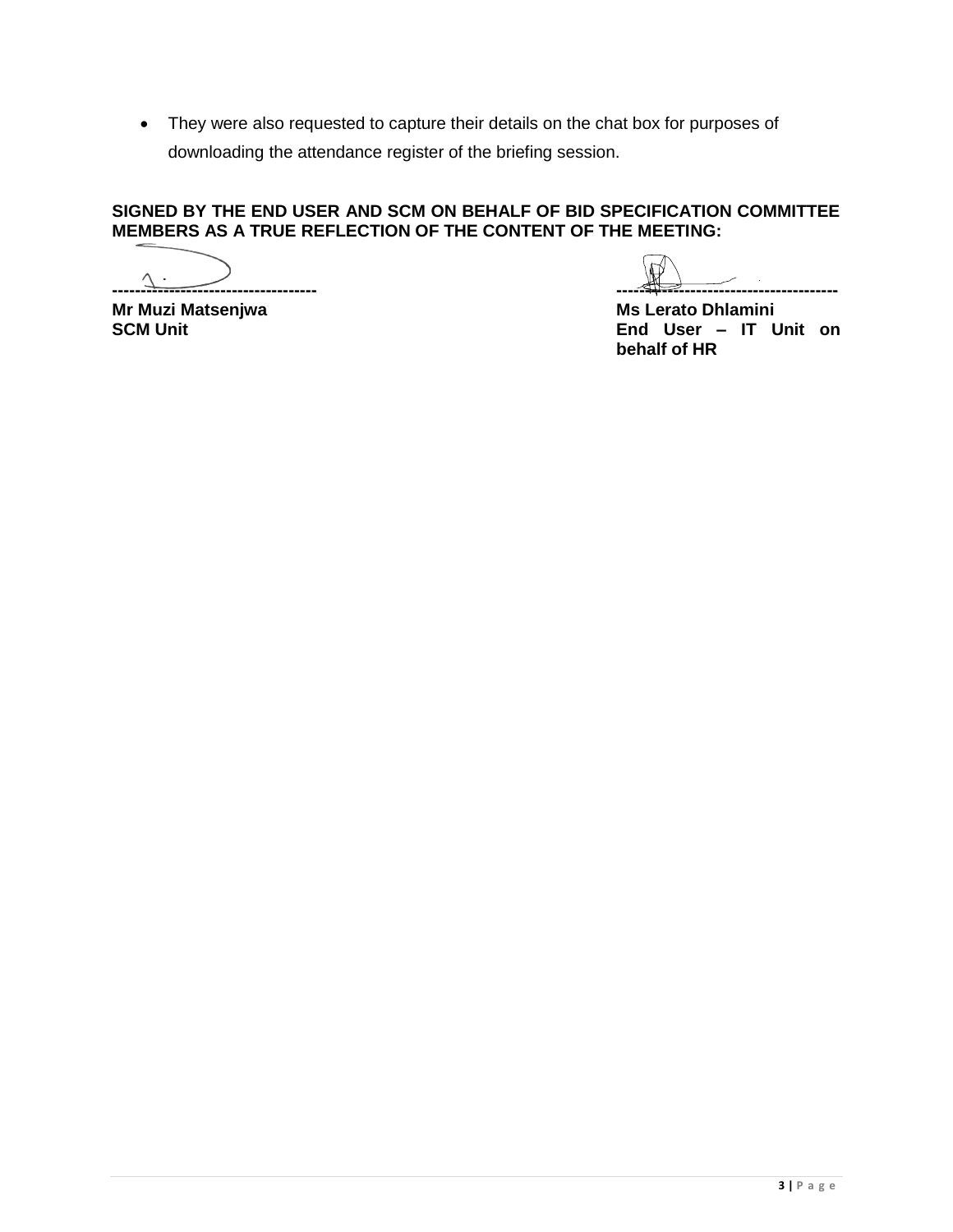- They were also requested to capture their details on the chat box for purposes of downloading the attendance register of the briefing session.

**SIGNED BY THE END USER AND SCM ON BEHALF OF BID SPECIFICATION COMMITTEE MEMBERS AS A TRUE REFLECTION OF THE CONTENT OF THE MEETING:**

| | |
|---|---|
| ----------------------------------- | ----------------------------------- |
| **Mr Muzi Matsenjwa** | **Ms Lerato Dhlamini** |
| **SCM Unit** | **End User – IT Unit on behalf of HR** |